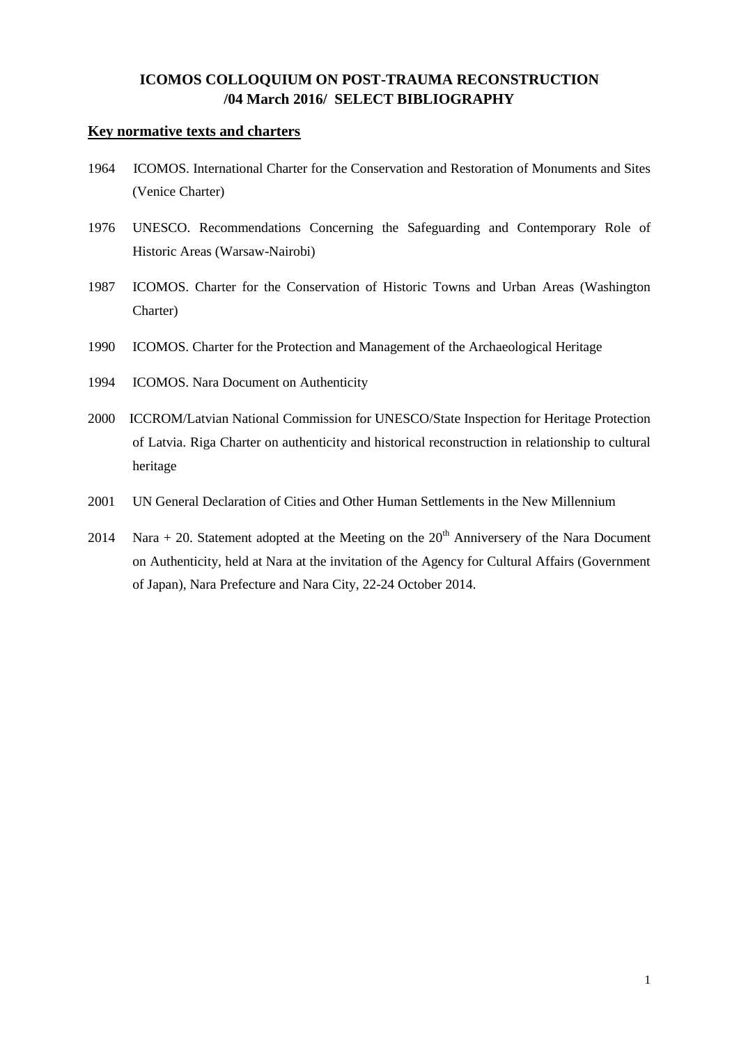# ICOMOS COLLOQUIUM ON POST-TRAUMA RECONSTRUCTION /04 March 2016/ SELECT BIBLIOGRAPHY

## Key normative texts and charters

1964 ICOMOS. International Charter for the Conservation and Restoration of Monuments and Sites (Venice Charter)

1976 UNESCO. Recommendations Concerning the Safeguarding and Contemporary Role of Historic Areas (Warsaw-Nairobi)

1987 ICOMOS. Charter for the Conservation of Historic Towns and Urban Areas (Washington Charter)

1990 ICOMOS. Charter for the Protection and Management of the Archaeological Heritage

1994 ICOMOS. Nara Document on Authenticity

2000 ICCROM/Latvian National Commission for UNESCO/State Inspection for Heritage Protection of Latvia. Riga Charter on authenticity and historical reconstruction in relationship to cultural heritage

2001 UN General Declaration of Cities and Other Human Settlements in the New Millennium

2014 Nara + 20. Statement adopted at the Meeting on the 20th Anniversery of the Nara Document on Authenticity, held at Nara at the invitation of the Agency for Cultural Affairs (Government of Japan), Nara Prefecture and Nara City, 22-24 October 2014.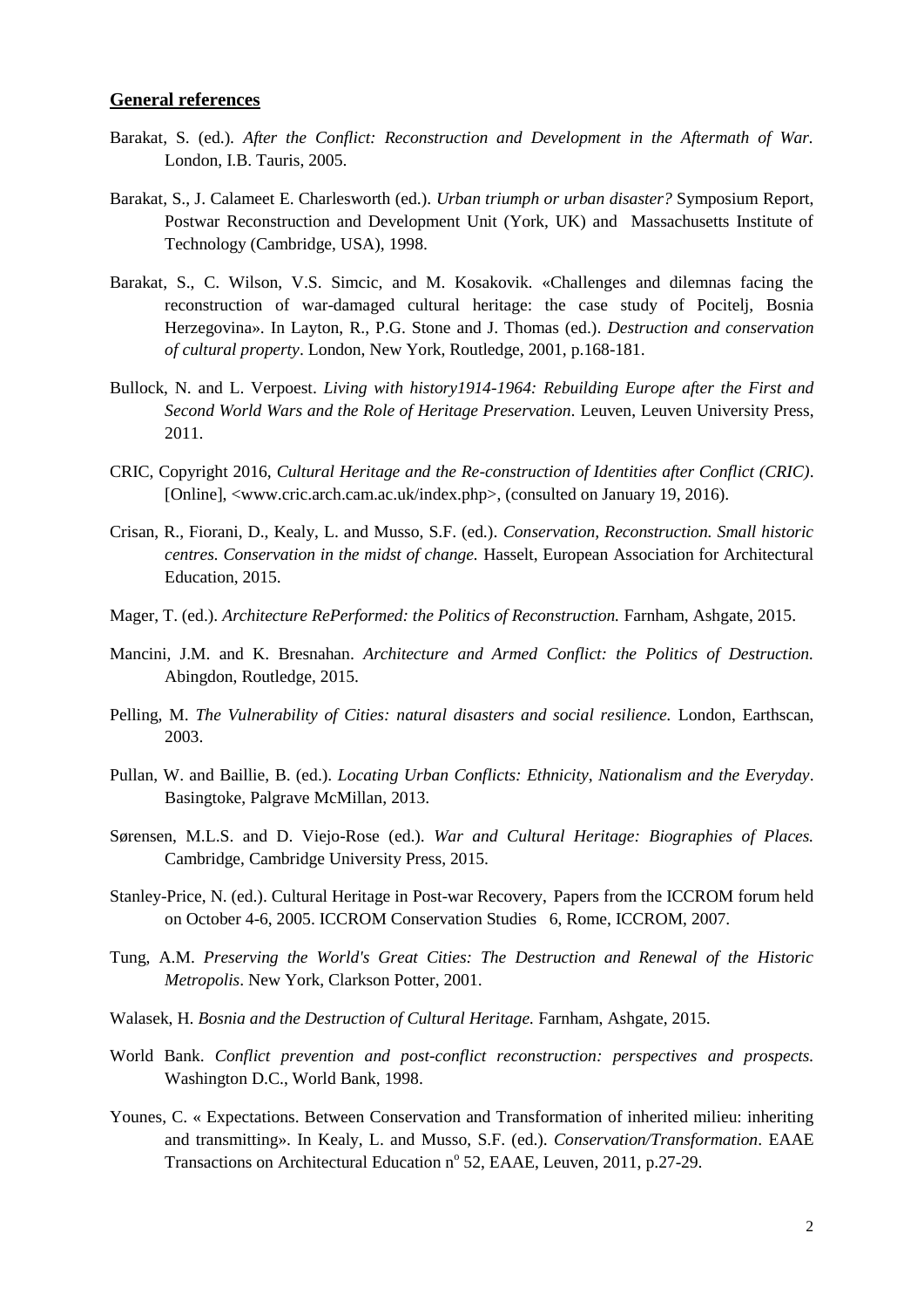## General references

Barakat, S. (ed.). *After the Conflict: Reconstruction and Development in the Aftermath of War.* London, I.B. Tauris, 2005.

Barakat, S., J. Calameet E. Charlesworth (ed.). *Urban triumph or urban disaster?* Symposium Report, Postwar Reconstruction and Development Unit (York, UK) and Massachusetts Institute of Technology (Cambridge, USA), 1998.

Barakat, S., C. Wilson, V.S. Simcic, and M. Kosakovik. «Challenges and dilemnas facing the reconstruction of war-damaged cultural heritage: the case study of Pocitelj, Bosnia Herzegovina». In Layton, R., P.G. Stone and J. Thomas (ed.). *Destruction and conservation of cultural property*. London, New York, Routledge, 2001, p.168-181.

Bullock, N. and L. Verpoest. *Living with history1914-1964: Rebuilding Europe after the First and Second World Wars and the Role of Heritage Preservation*. Leuven, Leuven University Press, 2011.

CRIC, Copyright 2016, *Cultural Heritage and the Re-construction of Identities after Conflict (CRIC)*. [Online], <www.cric.arch.cam.ac.uk/index.php>, (consulted on January 19, 2016).

Crisan, R., Fiorani, D., Kealy, L. and Musso, S.F. (ed.). *Conservation, Reconstruction. Small historic centres. Conservation in the midst of change.* Hasselt, European Association for Architectural Education, 2015.

Mager, T. (ed.). *Architecture RePerformed: the Politics of Reconstruction.* Farnham, Ashgate, 2015.

Mancini, J.M. and K. Bresnahan. *Architecture and Armed Conflict: the Politics of Destruction.* Abingdon, Routledge, 2015.

Pelling, M. *The Vulnerability of Cities: natural disasters and social resilience.* London, Earthscan, 2003.

Pullan, W. and Baillie, B. (ed.). *Locating Urban Conflicts: Ethnicity, Nationalism and the Everyday*. Basingtoke, Palgrave McMillan, 2013.

Sørensen, M.L.S. and D. Viejo-Rose (ed.). *War and Cultural Heritage: Biographies of Places.* Cambridge, Cambridge University Press, 2015.

Stanley-Price, N. (ed.). Cultural Heritage in Post-war Recovery, Papers from the ICCROM forum held on October 4-6, 2005. ICCROM Conservation Studies 6, Rome, ICCROM, 2007.

Tung, A.M. *Preserving the World's Great Cities: The Destruction and Renewal of the Historic Metropolis*. New York, Clarkson Potter, 2001.

Walasek, H. *Bosnia and the Destruction of Cultural Heritage.* Farnham, Ashgate, 2015.

World Bank. *Conflict prevention and post-conflict reconstruction: perspectives and prospects.* Washington D.C., World Bank, 1998.

Younes, C. « Expectations. Between Conservation and Transformation of inherited milieu: inheriting and transmitting». In Kealy, L. and Musso, S.F. (ed.). *Conservation/Transformation*. EAAE Transactions on Architectural Education n° 52, EAAE, Leuven, 2011, p.27-29.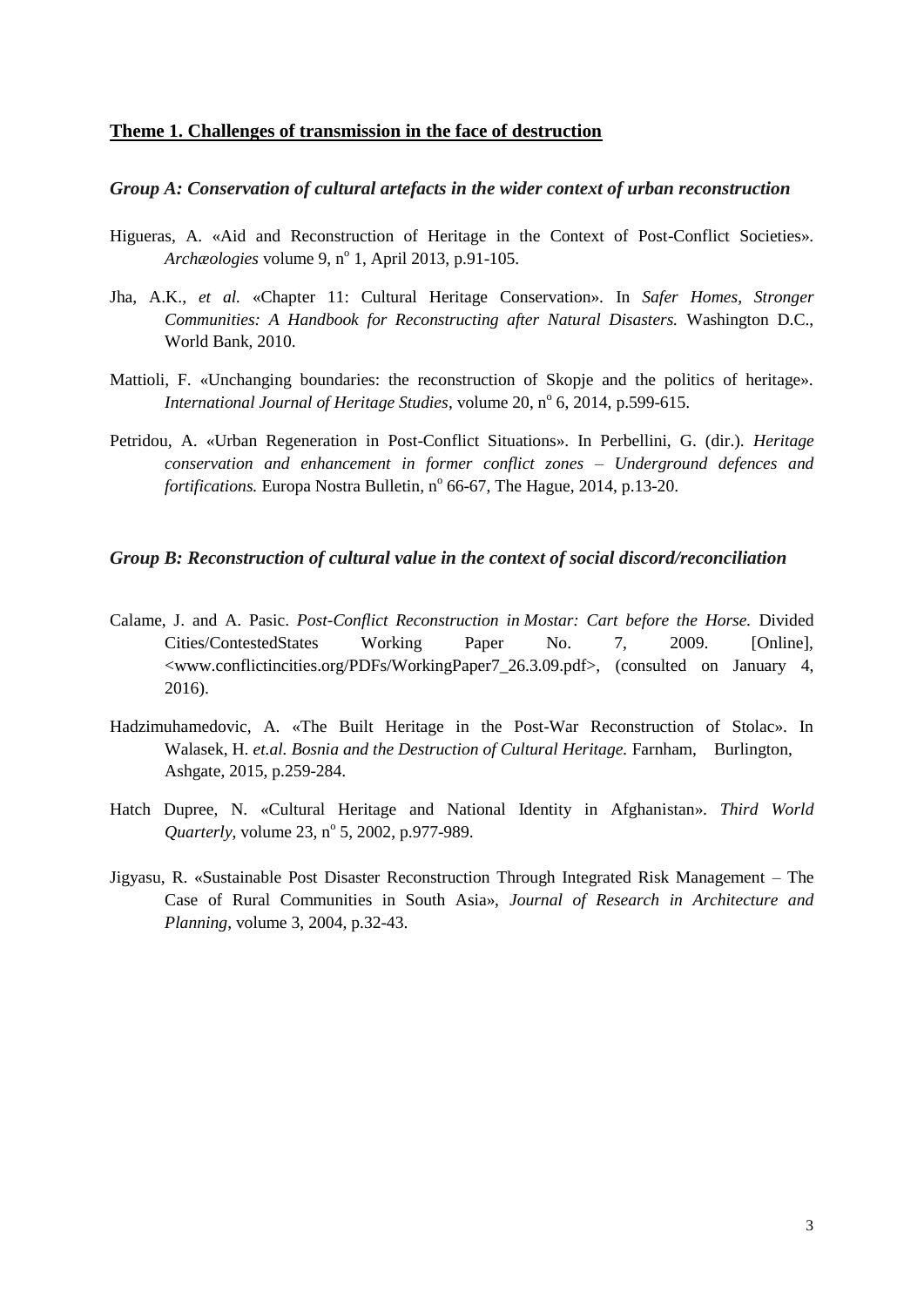## **Theme 1. Challenges of transmission in the face of destruction**

### *Group A: Conservation of cultural artefacts in the wider context of urban reconstruction*

Higueras, A. «Aid and Reconstruction of Heritage in the Context of Post-Conflict Societies». *Archæologies* volume 9, nº 1, April 2013, p.91-105.

Jha, A.K., *et al.* «Chapter 11: Cultural Heritage Conservation». In *Safer Homes, Stronger Communities: A Handbook for Reconstructing after Natural Disasters.* Washington D.C., World Bank, 2010.

Mattioli, F. «Unchanging boundaries: the reconstruction of Skopje and the politics of heritage». *International Journal of Heritage Studies*, volume 20, nº 6, 2014, p.599-615.

Petridou, A. «Urban Regeneration in Post-Conflict Situations». In Perbellini, G. (dir.). *Heritage conservation and enhancement in former conflict zones – Underground defences and fortifications.* Europa Nostra Bulletin, nº 66-67, The Hague, 2014, p.13-20.

### *Group B: Reconstruction of cultural value in the context of social discord/reconciliation*

Calame, J. and A. Pasic. *Post-Conflict Reconstruction in Mostar: Cart before the Horse.* Divided Cities/ContestedStates Working Paper No. 7, 2009. [Online], <www.conflictincities.org/PDFs/WorkingPaper7_26.3.09.pdf>, (consulted on January 4, 2016).

Hadzimuhamedovic, A. «The Built Heritage in the Post-War Reconstruction of Stolac». In Walasek, H. *et.al. Bosnia and the Destruction of Cultural Heritage.* Farnham, Burlington, Ashgate, 2015, p.259-284.

Hatch Dupree, N. «Cultural Heritage and National Identity in Afghanistan». *Third World Quarterly*, volume 23, nº 5, 2002, p.977-989.

Jigyasu, R. «Sustainable Post Disaster Reconstruction Through Integrated Risk Management – The Case of Rural Communities in South Asia», *Journal of Research in Architecture and Planning*, volume 3, 2004, p.32-43.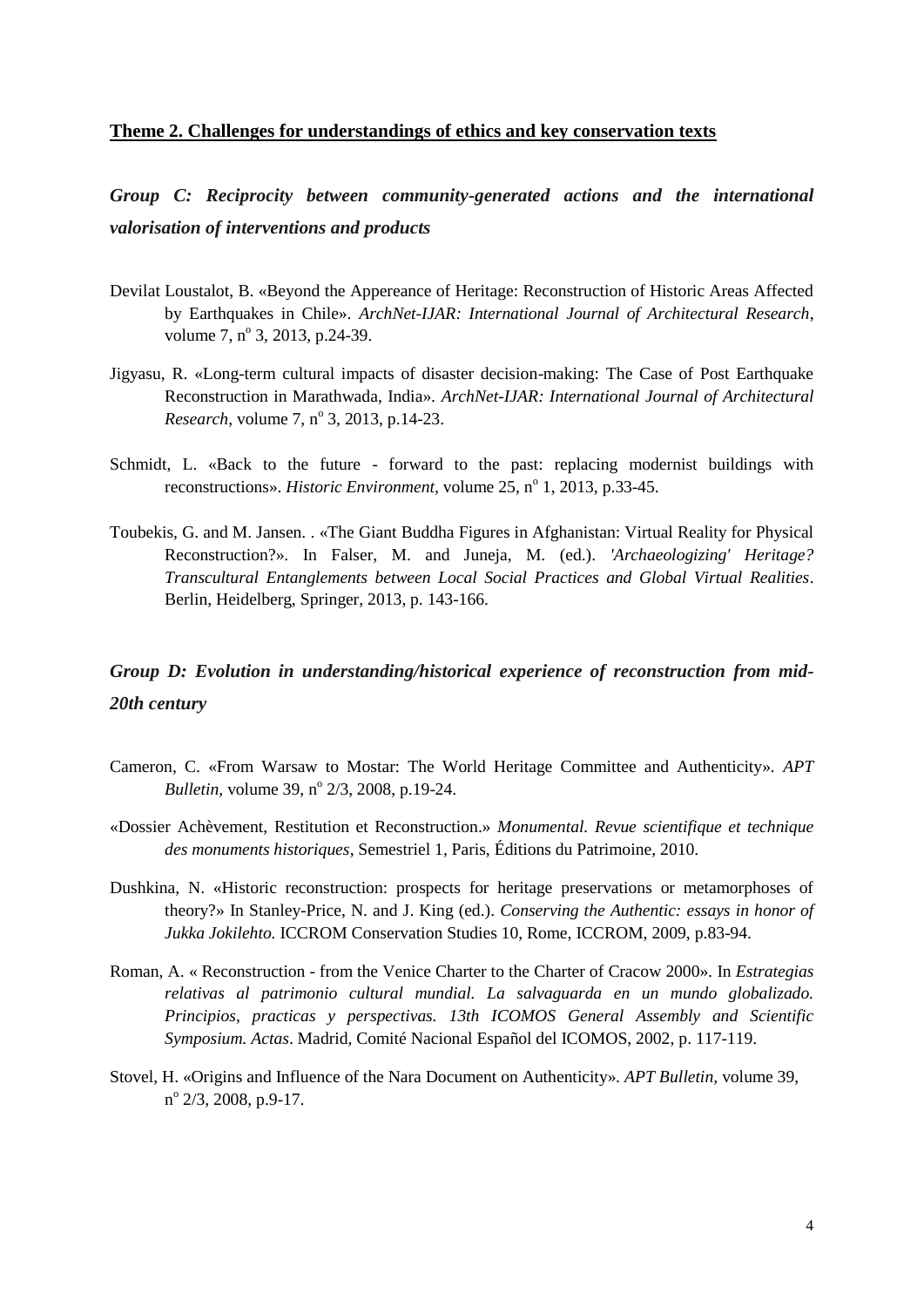## Theme 2. Challenges for understandings of ethics and key conservation texts

### *Group C: Reciprocity between community-generated actions and the international valorisation of interventions and products*

Devilat Loustalot, B. «Beyond the Appereance of Heritage: Reconstruction of Historic Areas Affected by Earthquakes in Chile». *ArchNet-IJAR: International Journal of Architectural Research*, volume 7, nº 3, 2013, p.24-39.

Jigyasu, R. «Long-term cultural impacts of disaster decision-making: The Case of Post Earthquake Reconstruction in Marathwada, India». *ArchNet-IJAR: International Journal of Architectural Research*, volume 7, nº 3, 2013, p.14-23.

Schmidt, L. «Back to the future - forward to the past: replacing modernist buildings with reconstructions». *Historic Environment*, volume 25, nº 1, 2013, p.33-45.

Toubekis, G. and M. Jansen. . «The Giant Buddha Figures in Afghanistan: Virtual Reality for Physical Reconstruction?». In Falser, M. and Juneja, M. (ed.). *'Archaeologizing' Heritage? Transcultural Entanglements between Local Social Practices and Global Virtual Realities*. Berlin, Heidelberg, Springer, 2013, p. 143-166.

### *Group D: Evolution in understanding/historical experience of reconstruction from mid-20th century*

Cameron, C. «From Warsaw to Mostar: The World Heritage Committee and Authenticity». *APT Bulletin*, volume 39, nº 2/3, 2008, p.19-24.

«Dossier Achèvement, Restitution et Reconstruction.» *Monumental. Revue scientifique et technique des monuments historiques*, Semestriel 1, Paris, Éditions du Patrimoine, 2010.

Dushkina, N. «Historic reconstruction: prospects for heritage preservations or metamorphoses of theory?» In Stanley-Price, N. and J. King (ed.). *Conserving the Authentic: essays in honor of Jukka Jokilehto.* ICCROM Conservation Studies 10, Rome, ICCROM, 2009, p.83-94.

Roman, A. « Reconstruction - from the Venice Charter to the Charter of Cracow 2000». In *Estrategias relativas al patrimonio cultural mundial. La salvaguarda en un mundo globalizado. Principios, practicas y perspectivas. 13th ICOMOS General Assembly and Scientific Symposium. Actas*. Madrid, Comité Nacional Español del ICOMOS, 2002, p. 117-119.

Stovel, H. «Origins and Influence of the Nara Document on Authenticity». *APT Bulletin*, volume 39, nº 2/3, 2008, p.9-17.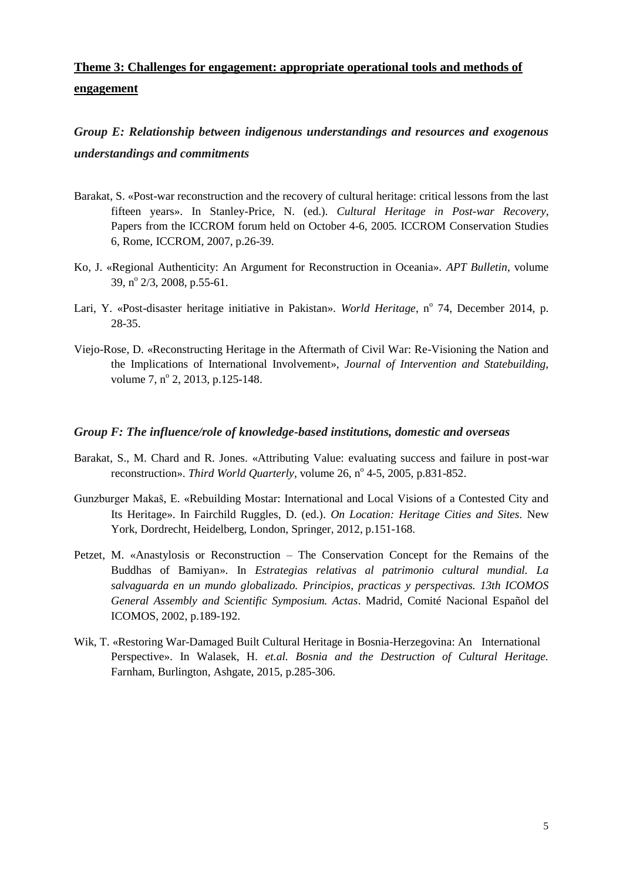## Theme 3: Challenges for engagement: appropriate operational tools and methods of engagement

### *Group E: Relationship between indigenous understandings and resources and exogenous understandings and commitments*

Barakat, S. «Post-war reconstruction and the recovery of cultural heritage: critical lessons from the last fifteen years». In Stanley-Price, N. (ed.). *Cultural Heritage in Post-war Recovery*, Papers from the ICCROM forum held on October 4-6, 2005. ICCROM Conservation Studies 6, Rome, ICCROM, 2007, p.26-39.

Ko, J. «Regional Authenticity: An Argument for Reconstruction in Oceania». *APT Bulletin*, volume 39, nº 2/3, 2008, p.55-61.

Lari, Y. «Post-disaster heritage initiative in Pakistan». *World Heritage*, nº 74, December 2014, p. 28-35.

Viejo-Rose, D. «Reconstructing Heritage in the Aftermath of Civil War: Re-Visioning the Nation and the Implications of International Involvement», *Journal of Intervention and Statebuilding*, volume 7, nº 2, 2013, p.125-148.

### *Group F: The influence/role of knowledge-based institutions, domestic and overseas*

Barakat, S., M. Chard and R. Jones. «Attributing Value: evaluating success and failure in post-war reconstruction». *Third World Quarterly*, volume 26, nº 4-5, 2005, p.831-852.

Gunzburger Makaš, E. «Rebuilding Mostar: International and Local Visions of a Contested City and Its Heritage». In Fairchild Ruggles, D. (ed.). *On Location: Heritage Cities and Sites*. New York, Dordrecht, Heidelberg, London, Springer, 2012, p.151-168.

Petzet, M. «Anastylosis or Reconstruction – The Conservation Concept for the Remains of the Buddhas of Bamiyan». In *Estrategias relativas al patrimonio cultural mundial. La salvaguarda en un mundo globalizado. Principios, practicas y perspectivas. 13th ICOMOS General Assembly and Scientific Symposium. Actas*. Madrid, Comité Nacional Español del ICOMOS, 2002, p.189-192.

Wik, T. «Restoring War-Damaged Built Cultural Heritage in Bosnia-Herzegovina: An International Perspective». In Walasek, H. *et.al. Bosnia and the Destruction of Cultural Heritage.* Farnham, Burlington, Ashgate, 2015, p.285-306.